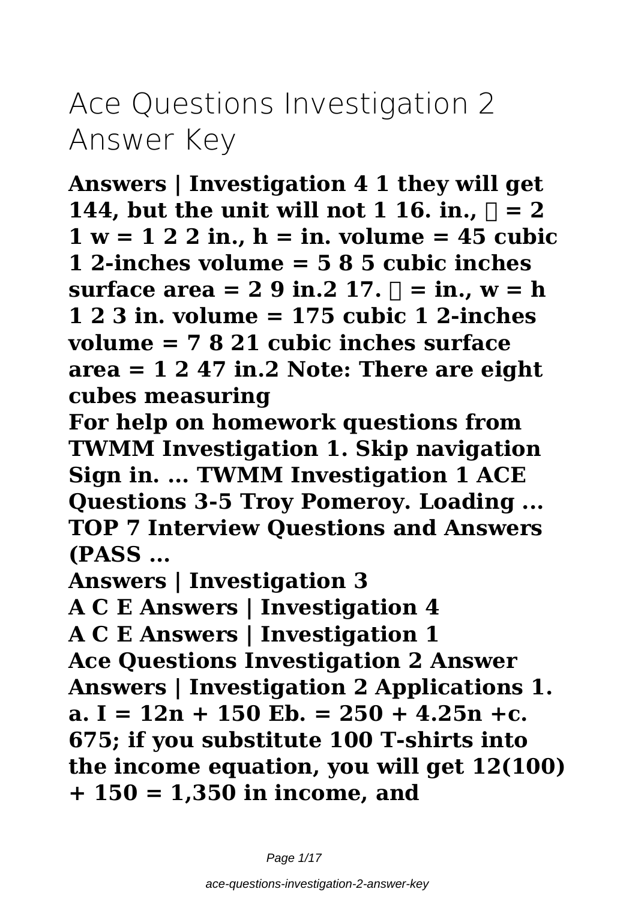# Ace Questions Investigation 2 Answer Key

**Answers | Investigation 4 1 they will get 144, but the unit will not 1 16. in., ℓ = 2 1 w = 1 2 2 in., h = in. volume = 45 cubic 1 2-inches volume = 5 8 5 cubic inches surface area = 2 9 in.2 17. ℓ = in., w = h 1 2 3 in. volume = 175 cubic 1 2-inches volume = 7 8 21 cubic inches surface area = 1 2 47 in.2 Note: There are eight cubes measuring**

**For help on homework questions from TWMM Investigation 1. Skip navigation Sign in. ... TWMM Investigation 1 ACE Questions 3-5 Troy Pomeroy. Loading ... TOP 7 Interview Questions and Answers (PASS ...**

**Answers | Investigation 3**

**A C E Answers | Investigation 4**

**A C E Answers | Investigation 1**

**Ace Questions Investigation 2 Answer**

**Answers | Investigation 2 Applications 1. a. I = 12n + 150 Eb. = 250 + 4.25n +c. 675; if you substitute 100 T-shirts into the income equation, you will get 12(100) + 150 = 1,350 in income, and**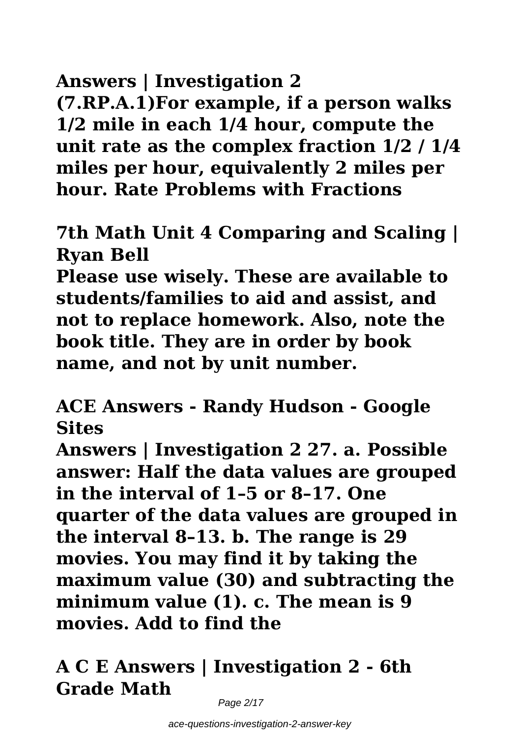## Answers | Investigation 2

**(7.RP.A.1)For example, if a person walks 1/2 mile in each 1/4 hour, compute the unit rate as the complex fraction 1/2 / 1/4 miles per hour, equivalently 2 miles per hour. Rate Problems with Fractions**

## 7th Math Unit 4 Comparing and Scaling | Ryan Bell

**Please use wisely. These are available to students/families to aid and assist, and not to replace homework. Also, note the book title. They are in order by book name, and not by unit number.**

## ACE Answers - Randy Hudson - Google Sites

**Answers | Investigation 2 27. a. Possible answer: Half the data values are grouped in the interval of 1–5 or 8–17. One quarter of the data values are grouped in the interval 8–13. b. The range is 29 movies. You may find it by taking the maximum value (30) and subtracting the minimum value (1). c. The mean is 9 movies. Add to find the**

## A C E Answers | Investigation 2 - 6th Grade Math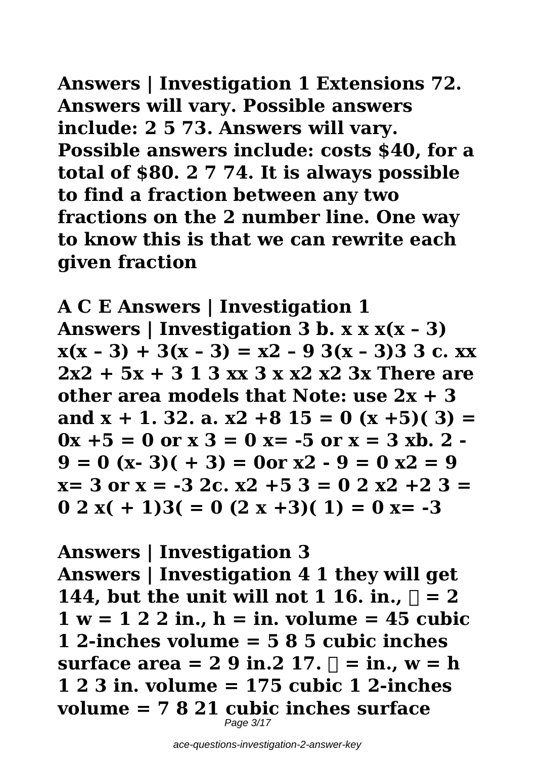**Answers | Investigation 1 Extensions 72. Answers will vary. Possible answers include: 2 5 73. Answers will vary. Possible answers include: costs $40, for a total of $80. 2 7 74. It is always possible to find a fraction between any two fractions on the 2 number line. One way to know this is that we can rewrite each given fraction**

**A C E Answers | Investigation 1**

**Answers | Investigation 3 b. x x x(x – 3) x(x – 3) + 3(x – 3) = x2 – 9 3(x – 3)3 3 c. xx 2x2 + 5x + 3 1 3 xx 3 x x2 x2 3x There are other area models that Note: use 2x + 3 and x + 1. 32. a. x2 +8 15 = 0 (x +5)( 3) = 0x +5 = 0 or x 3 = 0 x= -5 or x = 3 xb. 2 - 9 = 0 (x- 3)( + 3) = 0or x2 - 9 = 0 x2 = 9 x= 3 or x = -3 2c. x2 +5 3 = 0 2 x2 +2 3 = 0 2 x( + 1)3( = 0 (2 x +3)( 1) = 0 x= -3**

**Answers | Investigation 3**

**Answers | Investigation 4 1 they will get 144, but the unit will not 1 16. in., ℓ = 2 1 w = 1 2 2 in., h = in. volume = 45 cubic 1 2-inches volume = 5 8 5 cubic inches surface area = 2 9 in.2 17. ℓ = in., w = h 1 2 3 in. volume = 175 cubic 1 2-inches volume = 7 8 21 cubic inches surface**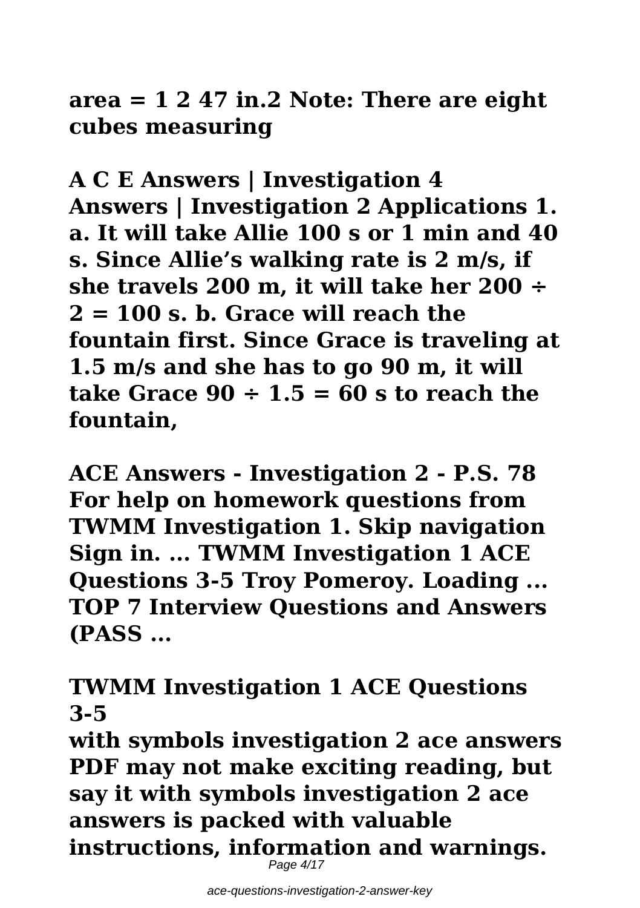**area = 1 2 47 in.2 Note: There are eight cubes measuring**

**A C E Answers | Investigation 4**

**Answers | Investigation 2 Applications 1. a. It will take Allie 100 s or 1 min and 40 s. Since Allie's walking rate is 2 m/s, if she travels 200 m, it will take her 200 ÷ 2 = 100 s. b. Grace will reach the fountain first. Since Grace is traveling at 1.5 m/s and she has to go 90 m, it will take Grace 90 ÷ 1.5 = 60 s to reach the fountain,**

**ACE Answers - Investigation 2 - P.S. 78**

**For help on homework questions from TWMM Investigation 1. Skip navigation Sign in. ... TWMM Investigation 1 ACE Questions 3-5 Troy Pomeroy. Loading ... TOP 7 Interview Questions and Answers (PASS ...**

**TWMM Investigation 1 ACE Questions 3-5**

**with symbols investigation 2 ace answers PDF may not make exciting reading, but say it with symbols investigation 2 ace answers is packed with valuable instructions, information and warnings.**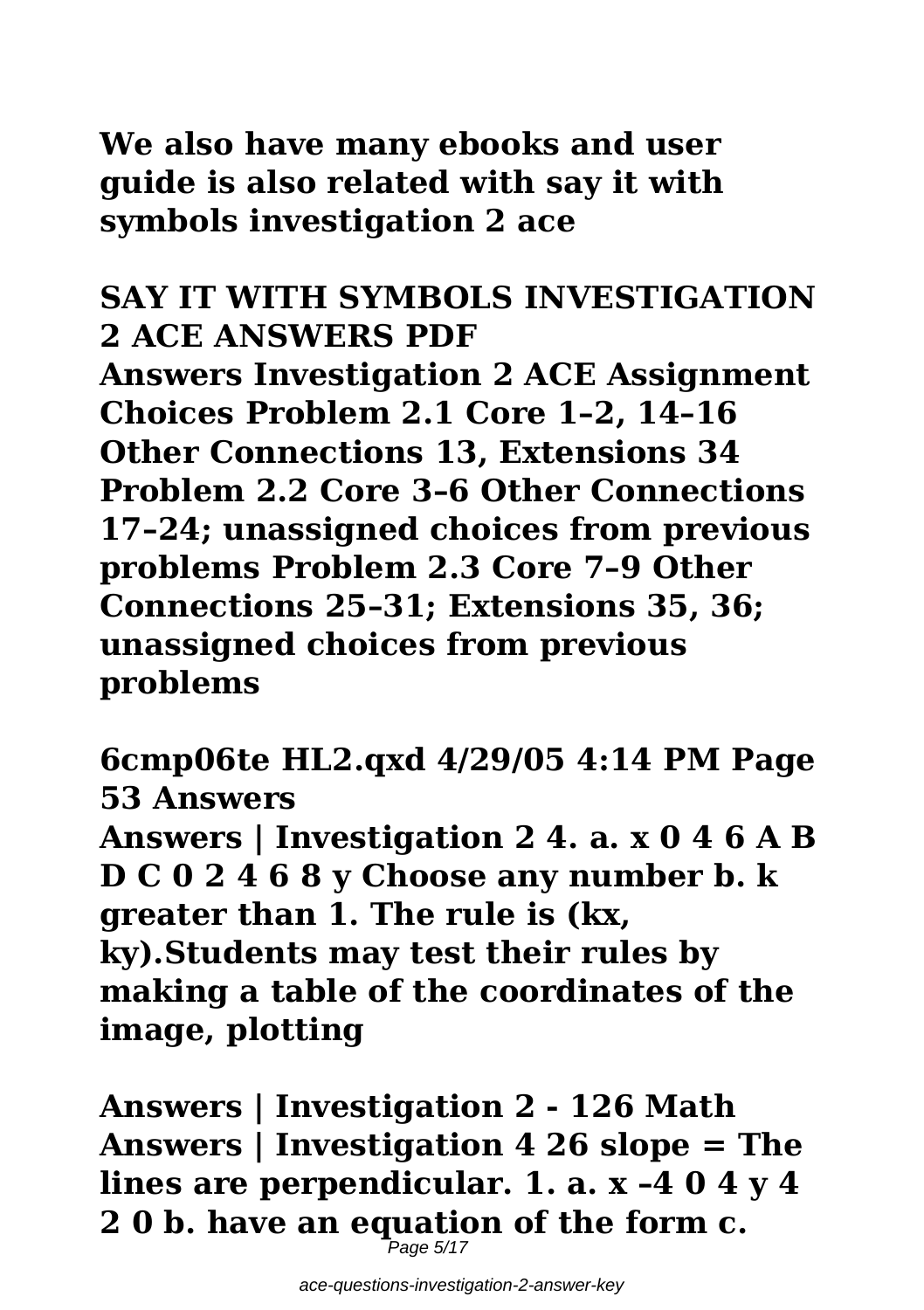**We also have many ebooks and user guide is also related with say it with symbols investigation 2 ace**

## SAY IT WITH SYMBOLS INVESTIGATION 2 ACE ANSWERS PDF

**Answers Investigation 2 ACE Assignment Choices Problem 2.1 Core 1–2, 14–16 Other Connections 13, Extensions 34 Problem 2.2 Core 3–6 Other Connections 17–24; unassigned choices from previous problems Problem 2.3 Core 7–9 Other Connections 25–31; Extensions 35, 36; unassigned choices from previous problems**

## 6cmp06te HL2.qxd 4/29/05 4:14 PM Page 53 Answers

**Answers | Investigation 2 4. a. x 0 4 6 A B D C 0 2 4 6 8 y Choose any number b. k greater than 1. The rule is (kx, ky).Students may test their rules by making a table of the coordinates of the image, plotting**

## Answers | Investigation 2 - 126 Math

**Answers | Investigation 4 26 slope = The lines are perpendicular. 1. a. x –4 0 4 y 4 2 0 b. have an equation of the form c.**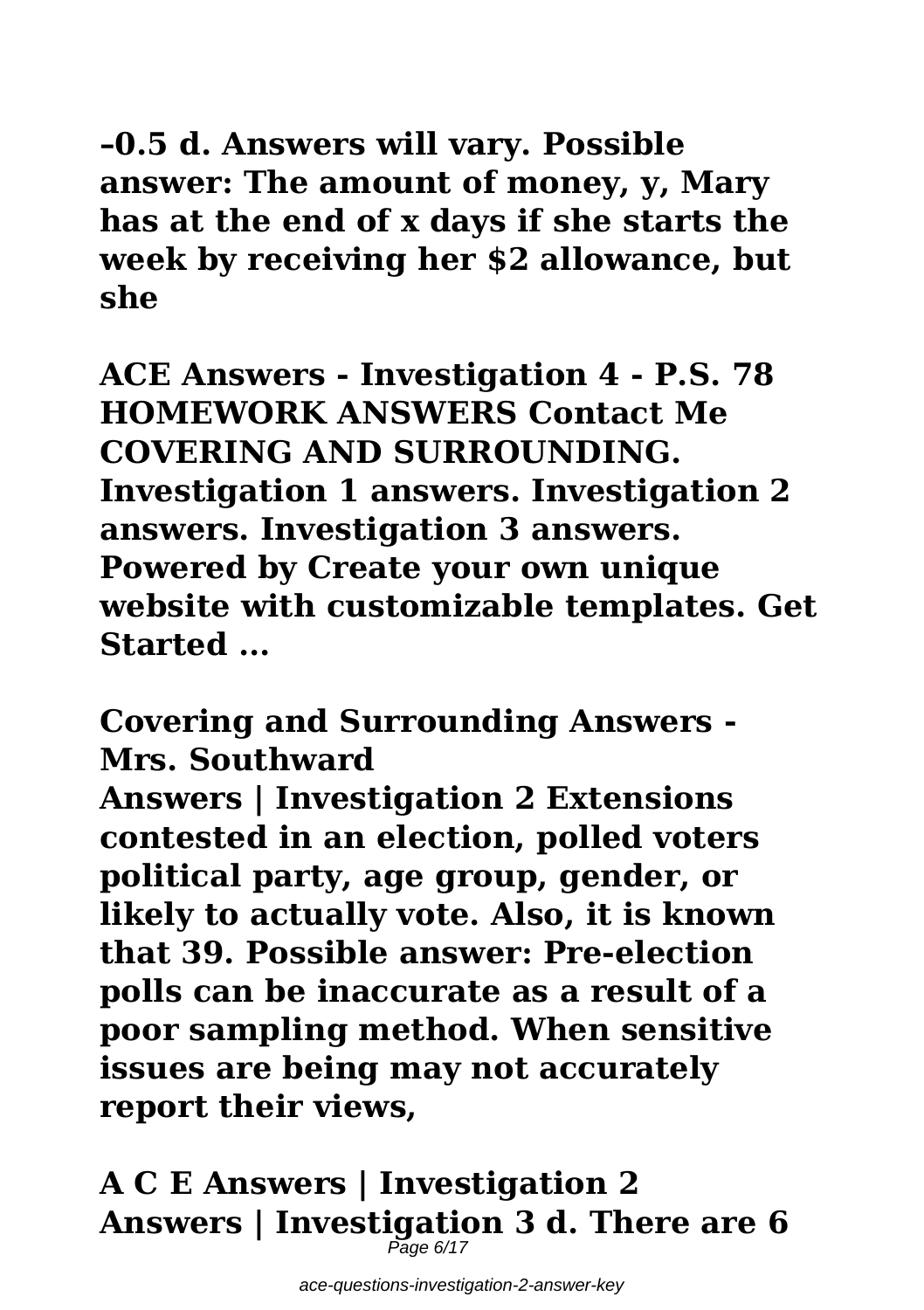**–0.5 d. Answers will vary. Possible answer: The amount of money, y, Mary has at the end of x days if she starts the week by receiving her $2 allowance, but she**

**ACE Answers - Investigation 4 - P.S. 78 HOMEWORK ANSWERS Contact Me COVERING AND SURROUNDING. Investigation 1 answers. Investigation 2 answers. Investigation 3 answers. Powered by Create your own unique website with customizable templates. Get Started ...**

**Covering and Surrounding Answers - Mrs. Southward**

**Answers | Investigation 2 Extensions contested in an election, polled voters political party, age group, gender, or likely to actually vote. Also, it is known that 39. Possible answer: Pre-election polls can be inaccurate as a result of a poor sampling method. When sensitive issues are being may not accurately report their views,**

**A C E Answers | Investigation 2 Answers | Investigation 3 d. There are 6**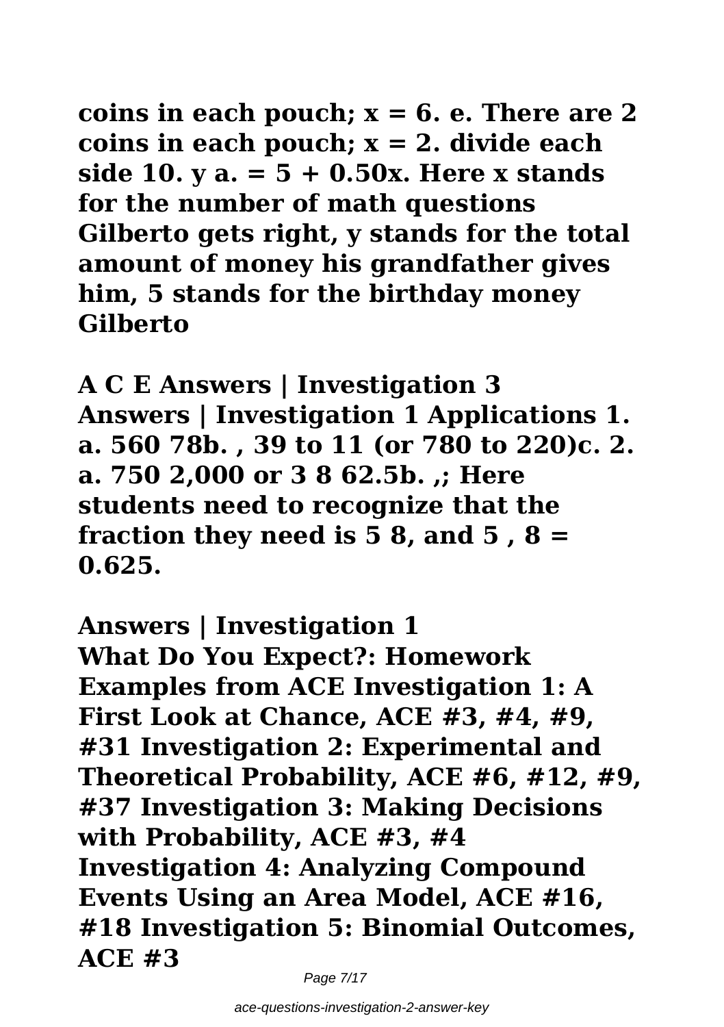**coins in each pouch; $x = 6$. e. There are 2 coins in each pouch; $x = 2$. divide each side 10. y a. $= 5 + 0.50x$. Here x stands for the number of math questions Gilberto gets right, y stands for the total amount of money his grandfather gives him, 5 stands for the birthday money Gilberto**

**A C E Answers | Investigation 3**

**Answers | Investigation 1 Applications 1. a. 560 78b. , 39 to 11 (or 780 to 220)c. 2. a. 750 2,000 or 3 8 62.5b. ,; Here students need to recognize that the fraction they need is 5 8, and 5 , 8 = 0.625.**

**Answers | Investigation 1**

**What Do You Expect?: Homework Examples from ACE Investigation 1: A First Look at Chance, ACE #3, #4, #9, #31 Investigation 2: Experimental and Theoretical Probability, ACE #6, #12, #9, #37 Investigation 3: Making Decisions with Probability, ACE #3, #4 Investigation 4: Analyzing Compound Events Using an Area Model, ACE #16, #18 Investigation 5: Binomial Outcomes, ACE #3**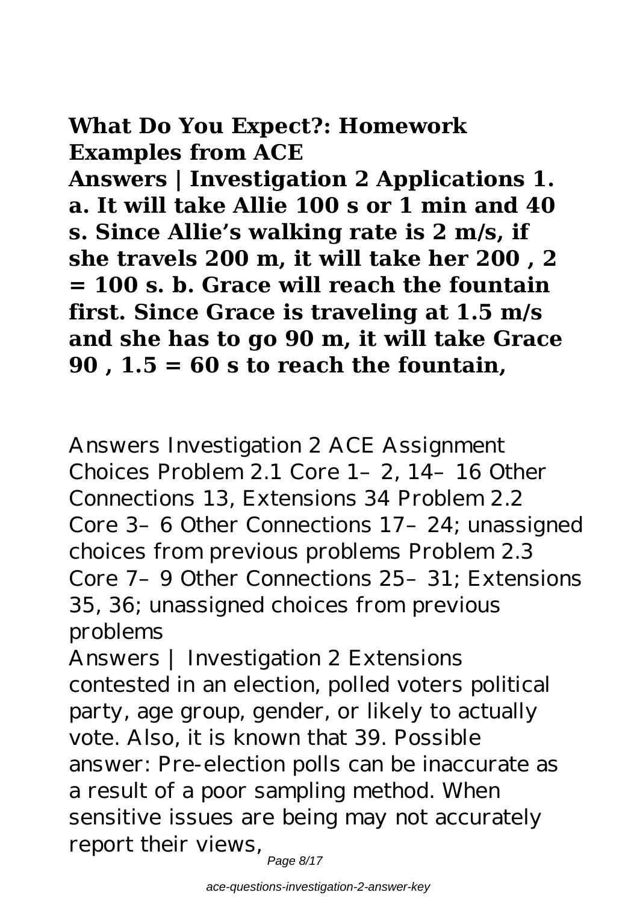## What Do You Expect?: Homework Examples from ACE

**Answers | Investigation 2 Applications 1. a. It will take Allie 100 s or 1 min and 40 s. Since Allie's walking rate is 2 m/s, if she travels 200 m, it will take her 200 , 2 = 100 s. b. Grace will reach the fountain first. Since Grace is traveling at 1.5 m/s and she has to go 90 m, it will take Grace 90 , 1.5 = 60 s to reach the fountain,**

Answers Investigation 2 ACE Assignment Choices Problem 2.1 Core 1– 2, 14– 16 Other Connections 13, Extensions 34 Problem 2.2 Core 3– 6 Other Connections 17– 24; unassigned choices from previous problems Problem 2.3 Core 7– 9 Other Connections 25– 31; Extensions 35, 36; unassigned choices from previous problems

Answers | Investigation 2 Extensions contested in an election, polled voters political party, age group, gender, or likely to actually vote. Also, it is known that 39. Possible answer: Pre-election polls can be inaccurate as a result of a poor sampling method. When sensitive issues are being may not accurately report their views,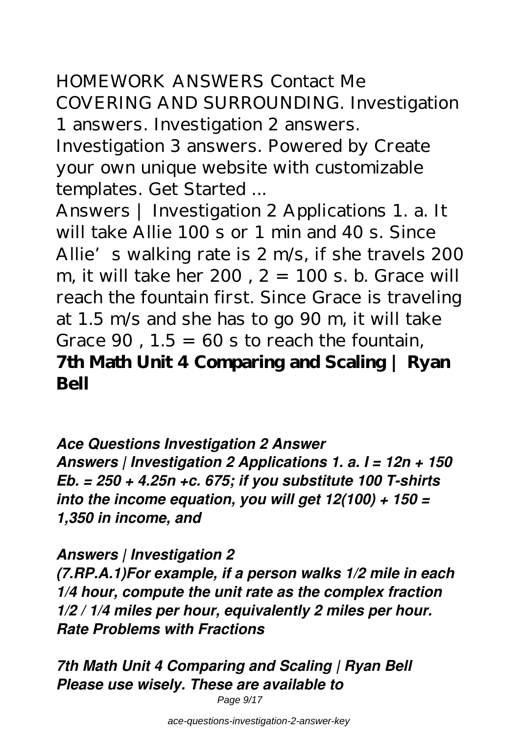HOMEWORK ANSWERS Contact Me COVERING AND SURROUNDING. Investigation 1 answers. Investigation 2 answers. Investigation 3 answers. Powered by Create your own unique website with customizable templates. Get Started ...

Answers | Investigation 2 Applications 1. a. It will take Allie 100 s or 1 min and 40 s. Since Allie' s walking rate is 2 m/s, if she travels 200 m, it will take her 200 , 2 = 100 s. b. Grace will reach the fountain first. Since Grace is traveling at 1.5 m/s and she has to go 90 m, it will take Grace 90 , 1.5 = 60 s to reach the fountain,

**7th Math Unit 4 Comparing and Scaling | Ryan Bell**

***Ace Questions Investigation 2 Answer***

***Answers | Investigation 2 Applications 1. a. I = 12n + 150 Eb. = 250 + 4.25n +c. 675; if you substitute 100 T-shirts into the income equation, you will get 12(100) + 150 = 1,350 in income, and***

***Answers | Investigation 2***

***(7.RP.A.1)For example, if a person walks 1/2 mile in each 1/4 hour, compute the unit rate as the complex fraction 1/2 / 1/4 miles per hour, equivalently 2 miles per hour. Rate Problems with Fractions***

***7th Math Unit 4 Comparing and Scaling | Ryan Bell***

***Please use wisely. These are available to***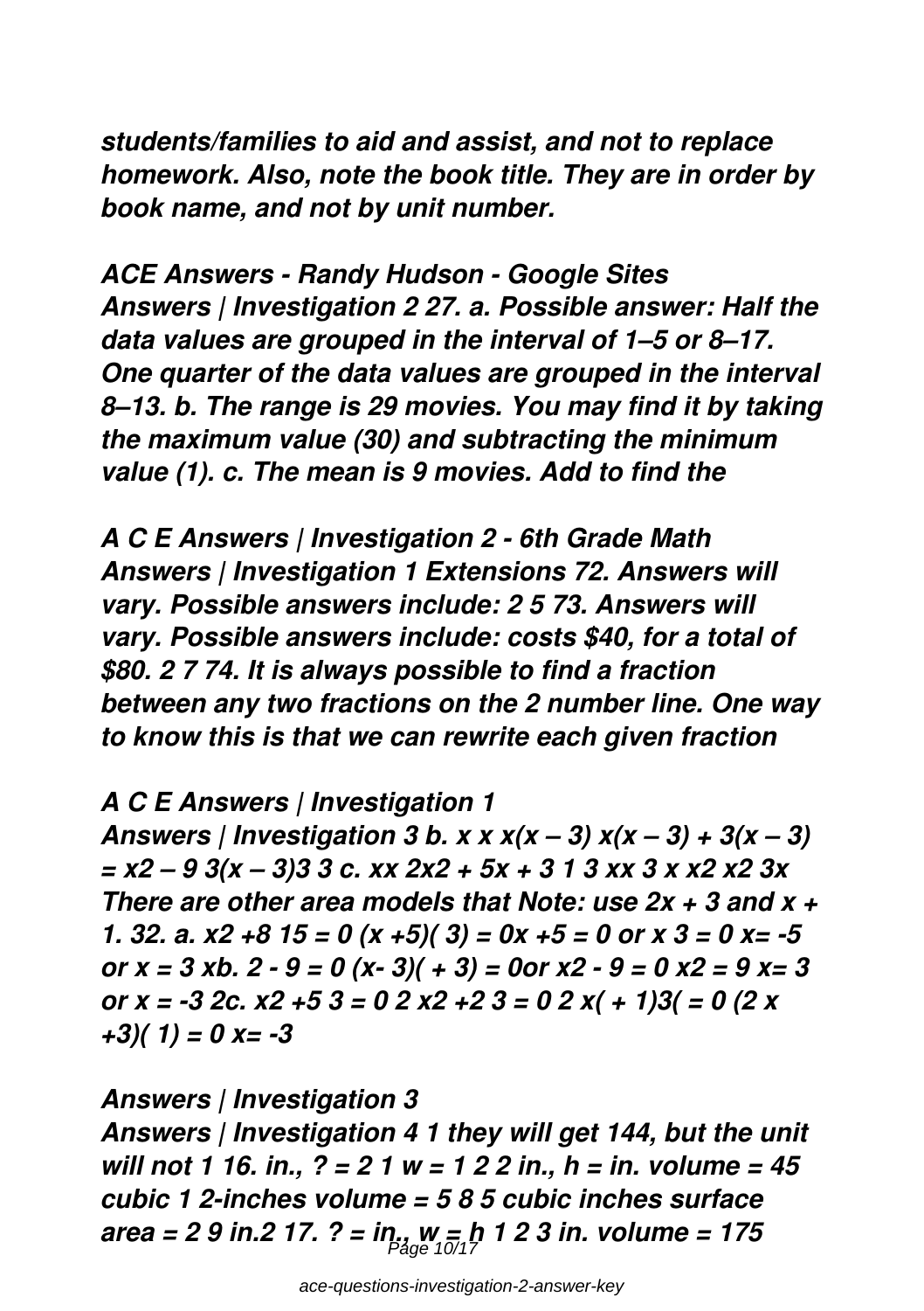*students/families to aid and assist, and not to replace homework. Also, note the book title. They are in order by book name, and not by unit number.*

### *ACE Answers - Randy Hudson - Google Sites*

*Answers | Investigation 2 27. a. Possible answer: Half the data values are grouped in the interval of 1–5 or 8–17. One quarter of the data values are grouped in the interval 8–13. b. The range is 29 movies. You may find it by taking the maximum value (30) and subtracting the minimum value (1). c. The mean is 9 movies. Add to find the*

### *A C E Answers | Investigation 2 - 6th Grade Math*

*Answers | Investigation 1 Extensions 72. Answers will vary. Possible answers include: 2 5 73. Answers will vary. Possible answers include: costs $40, for a total of $80. 2 7 74. It is always possible to find a fraction between any two fractions on the 2 number line. One way to know this is that we can rewrite each given fraction*

### *A C E Answers | Investigation 1*

*Answers | Investigation 3 b. x x x(x – 3) x(x – 3) + 3(x – 3) = x2 – 9 3(x – 3)3 3 c. xx 2x2 + 5x + 3 1 3 xx 3 x x2 x2 3x There are other area models that Note: use 2x + 3 and x + 1. 32. a. x2 +8 15 = 0 (x +5)( 3) = 0x +5 = 0 or x 3 = 0 x= -5 or x = 3 xb. 2 - 9 = 0 (x- 3)( + 3) = 0or x2 - 9 = 0 x2 = 9 x= 3 or x = -3 2c. x2 +5 3 = 0 2 x2 +2 3 = 0 2 x( + 1)3( = 0 (2 x +3)( 1) = 0 x= -3*

### *Answers | Investigation 3*

*Answers | Investigation 4 1 they will get 144, but the unit will not 1 16. in., ? = 2 1 w = 1 2 2 in., h = in. volume = 45 cubic 1 2-inches volume = 5 8 5 cubic inches surface area = 2 9 in.2 17. ? = in., w = h 1 2 3 in. volume = 175*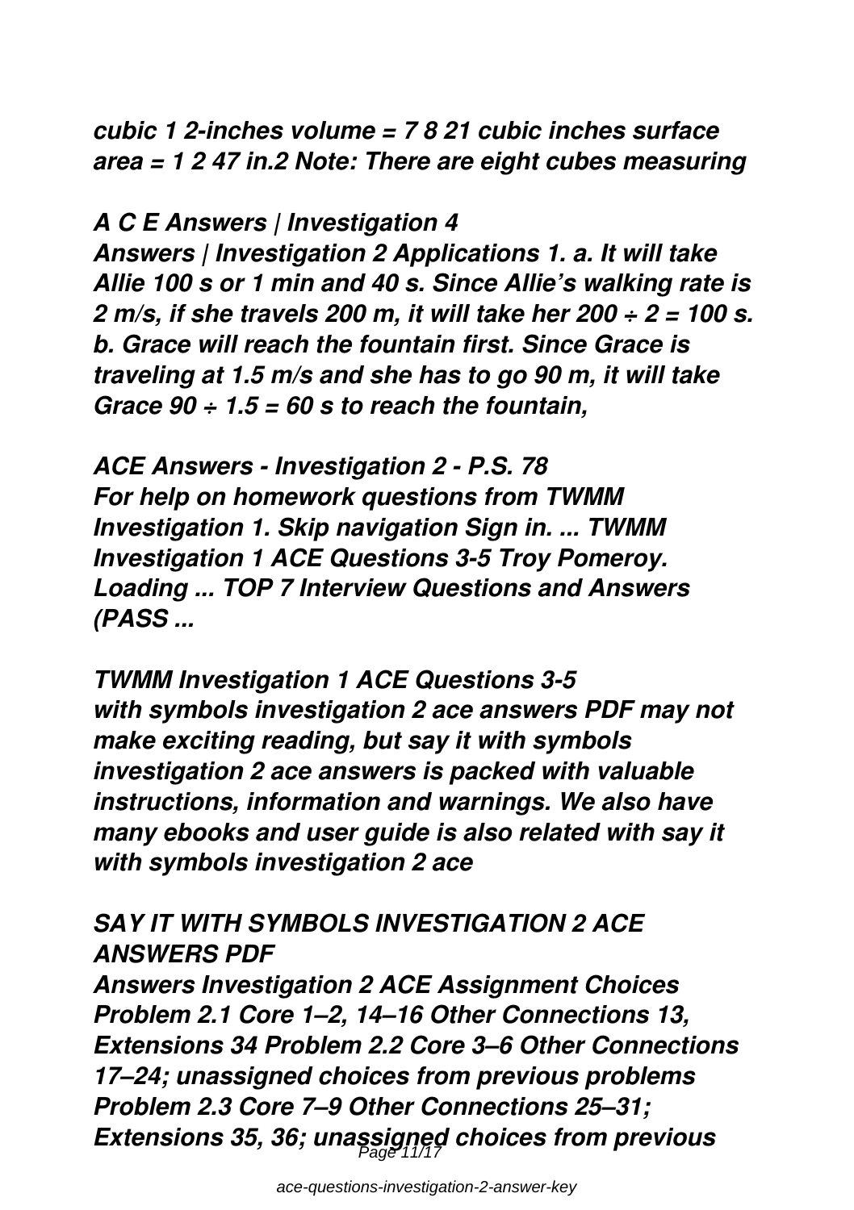*cubic 1 2-inches volume = 7 8 21 cubic inches surface area = 1 2 47 in.2 Note: There are eight cubes measuring*

***A C E Answers | Investigation 4***

***Answers | Investigation 2 Applications 1. a. It will take Allie 100 s or 1 min and 40 s. Since Allie's walking rate is 2 m/s, if she travels 200 m, it will take her 200 ÷ 2 = 100 s. b. Grace will reach the fountain first. Since Grace is traveling at 1.5 m/s and she has to go 90 m, it will take Grace 90 ÷ 1.5 = 60 s to reach the fountain,***

***ACE Answers - Investigation 2 - P.S. 78***

***For help on homework questions from TWMM Investigation 1. Skip navigation Sign in. ... TWMM Investigation 1 ACE Questions 3-5 Troy Pomeroy. Loading ... TOP 7 Interview Questions and Answers (PASS ...***

***TWMM Investigation 1 ACE Questions 3-5***

***with symbols investigation 2 ace answers PDF may not make exciting reading, but say it with symbols investigation 2 ace answers is packed with valuable instructions, information and warnings. We also have many ebooks and user guide is also related with say it with symbols investigation 2 ace***

***SAY IT WITH SYMBOLS INVESTIGATION 2 ACE ANSWERS PDF***

***Answers Investigation 2 ACE Assignment Choices Problem 2.1 Core 1–2, 14–16 Other Connections 13, Extensions 34 Problem 2.2 Core 3–6 Other Connections 17–24; unassigned choices from previous problems Problem 2.3 Core 7–9 Other Connections 25–31; Extensions 35, 36; unassigned choices from previous***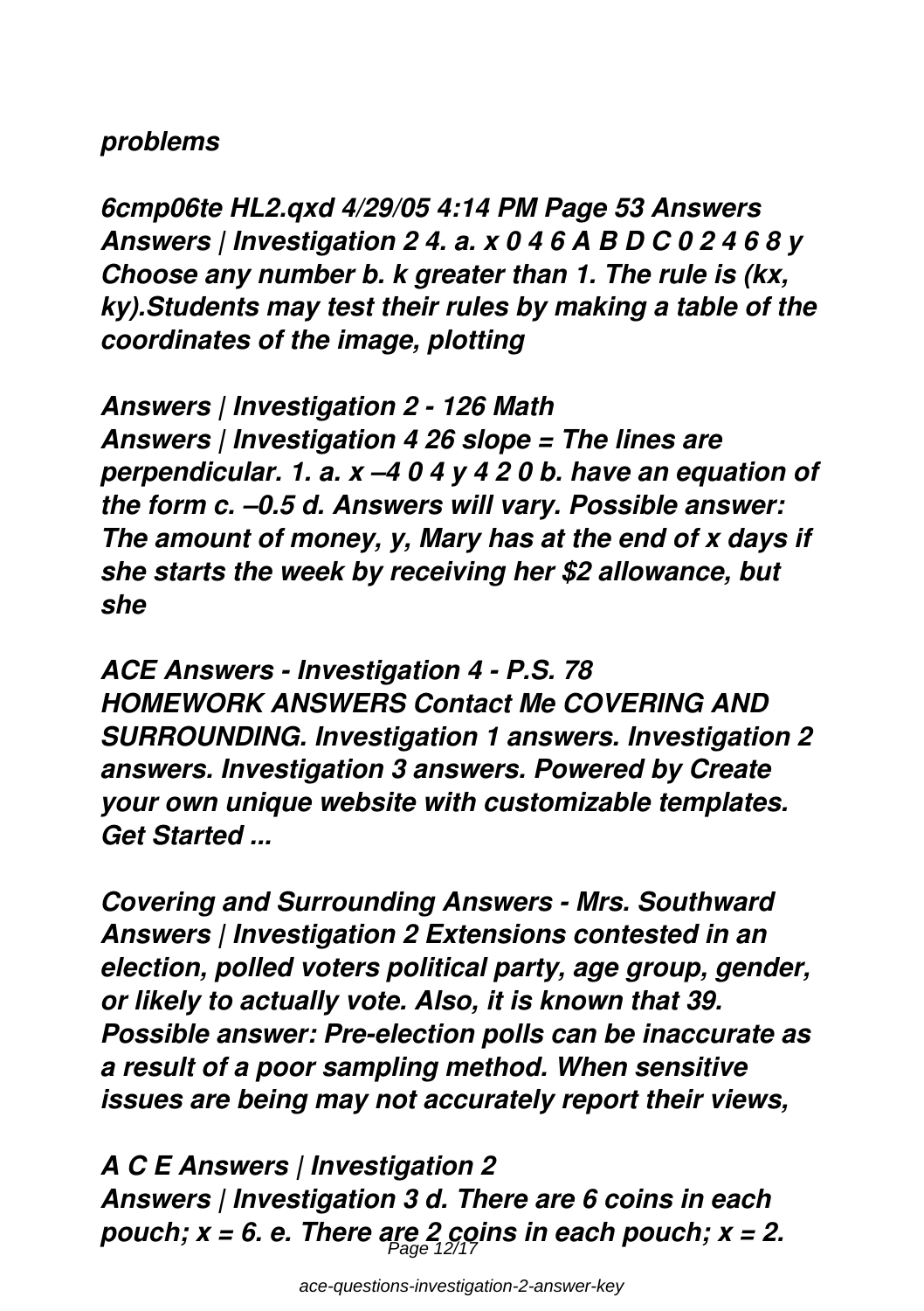*problems*

***6cmp06te HL2.qxd 4/29/05 4:14 PM Page 53 Answers Answers | Investigation 2 4. a. x 0 4 6 A B D C 0 2 4 6 8 y Choose any number b. k greater than 1. The rule is (kx, ky).Students may test their rules by making a table of the coordinates of the image, plotting***

***Answers | Investigation 2 - 126 Math***
***Answers | Investigation 4 26 slope = The lines are perpendicular. 1. a. x –4 0 4 y 4 2 0 b. have an equation of the form c. –0.5 d. Answers will vary. Possible answer: The amount of money, y, Mary has at the end of x days if she starts the week by receiving her $2 allowance, but she***

***ACE Answers - Investigation 4 - P.S. 78***
***HOMEWORK ANSWERS Contact Me COVERING AND SURROUNDING. Investigation 1 answers. Investigation 2 answers. Investigation 3 answers. Powered by Create your own unique website with customizable templates. Get Started ...***

***Covering and Surrounding Answers - Mrs. Southward***
***Answers | Investigation 2 Extensions contested in an election, polled voters political party, age group, gender, or likely to actually vote. Also, it is known that 39. Possible answer: Pre-election polls can be inaccurate as a result of a poor sampling method. When sensitive issues are being may not accurately report their views,***

***A C E Answers | Investigation 2***
***Answers | Investigation 3 d. There are 6 coins in each pouch; x = 6. e. There are 2 coins in each pouch; x = 2.***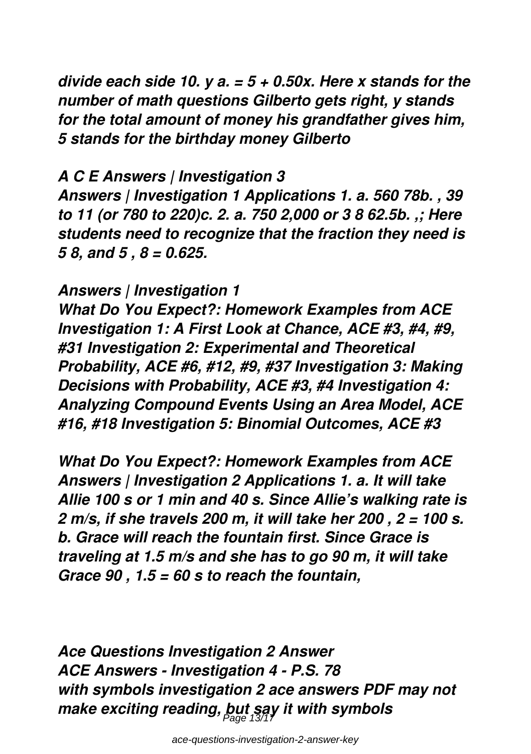*divide each side 10. y a. = 5 + 0.50x. Here x stands for the number of math questions Gilberto gets right, y stands for the total amount of money his grandfather gives him, 5 stands for the birthday money Gilberto*

### *A C E Answers | Investigation 3*

*Answers | Investigation 1 Applications 1. a. 560 78b. , 39 to 11 (or 780 to 220)c. 2. a. 750 2,000 or 3 8 62.5b. ,; Here students need to recognize that the fraction they need is 5 8, and 5 , 8 = 0.625.*

### *Answers | Investigation 1*

*What Do You Expect?: Homework Examples from ACE Investigation 1: A First Look at Chance, ACE #3, #4, #9, #31 Investigation 2: Experimental and Theoretical Probability, ACE #6, #12, #9, #37 Investigation 3: Making Decisions with Probability, ACE #3, #4 Investigation 4: Analyzing Compound Events Using an Area Model, ACE #16, #18 Investigation 5: Binomial Outcomes, ACE #3*

*What Do You Expect?: Homework Examples from ACE Answers | Investigation 2 Applications 1. a. It will take Allie 100 s or 1 min and 40 s. Since Allie's walking rate is 2 m/s, if she travels 200 m, it will take her 200 , 2 = 100 s. b. Grace will reach the fountain first. Since Grace is traveling at 1.5 m/s and she has to go 90 m, it will take Grace 90 , 1.5 = 60 s to reach the fountain,*

### *Ace Questions Investigation 2 Answer*

### *ACE Answers - Investigation 4 - P.S. 78*

*with symbols investigation 2 ace answers PDF may not make exciting reading, but say it with symbols*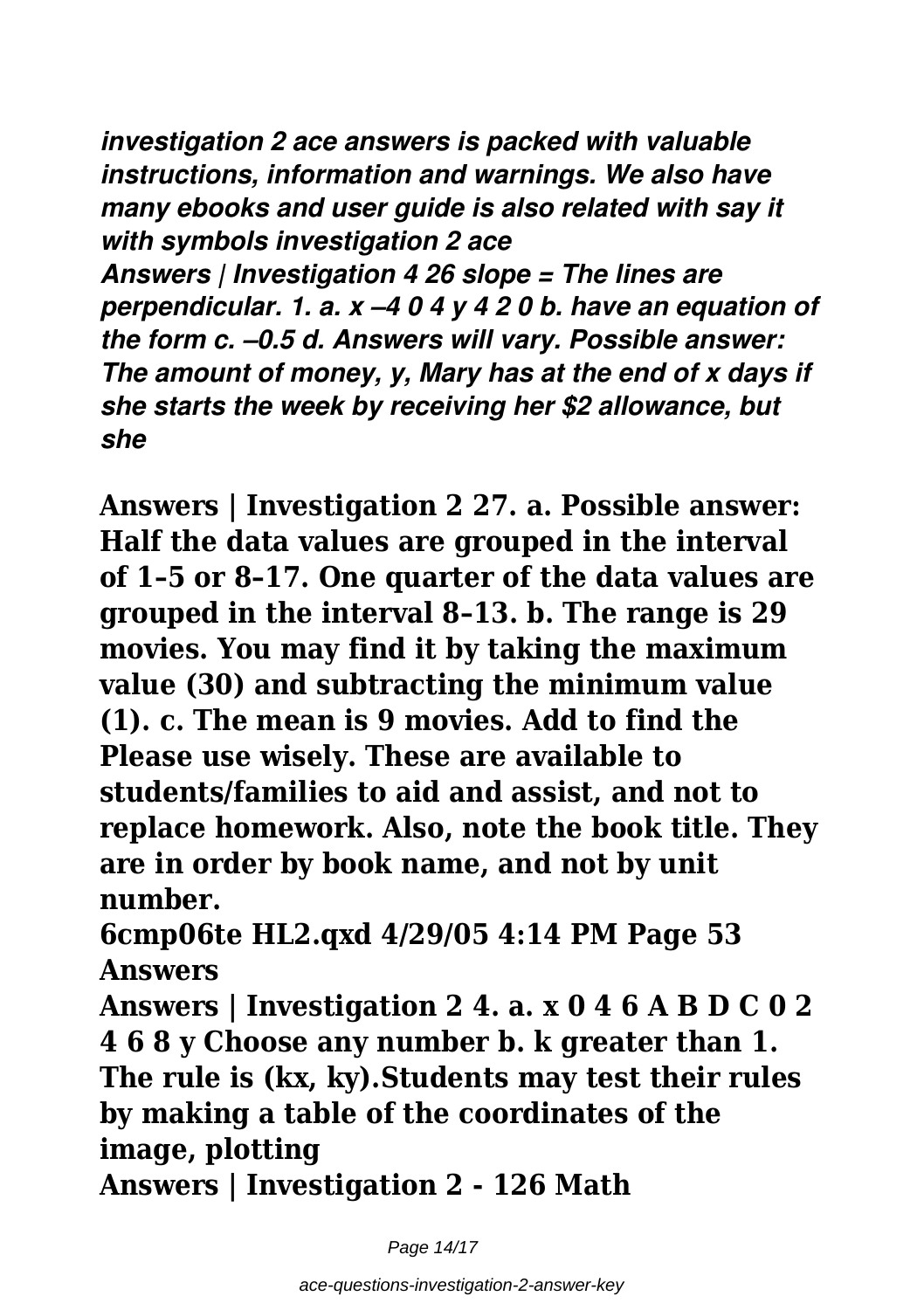***investigation 2 ace answers is packed with valuable instructions, information and warnings. We also have many ebooks and user guide is also related with say it with symbols investigation 2 ace***

***Answers | Investigation 4 26 slope = The lines are perpendicular. 1. a. x –4 0 4 y 4 2 0 b. have an equation of the form c. –0.5 d. Answers will vary. Possible answer: The amount of money, y, Mary has at the end of x days if she starts the week by receiving her $2 allowance, but she***

**Answers | Investigation 2 27. a. Possible answer: Half the data values are grouped in the interval of 1–5 or 8–17. One quarter of the data values are grouped in the interval 8–13. b. The range is 29 movies. You may find it by taking the maximum value (30) and subtracting the minimum value (1). c. The mean is 9 movies. Add to find the Please use wisely. These are available to students/families to aid and assist, and not to replace homework. Also, note the book title. They are in order by book name, and not by unit number.**

**6cmp06te HL2.qxd 4/29/05 4:14 PM Page 53 Answers**

**Answers | Investigation 2 4. a. x 0 4 6 A B D C 0 2 4 6 8 y Choose any number b. k greater than 1. The rule is (kx, ky).Students may test their rules by making a table of the coordinates of the image, plotting**

**Answers | Investigation 2 - 126 Math**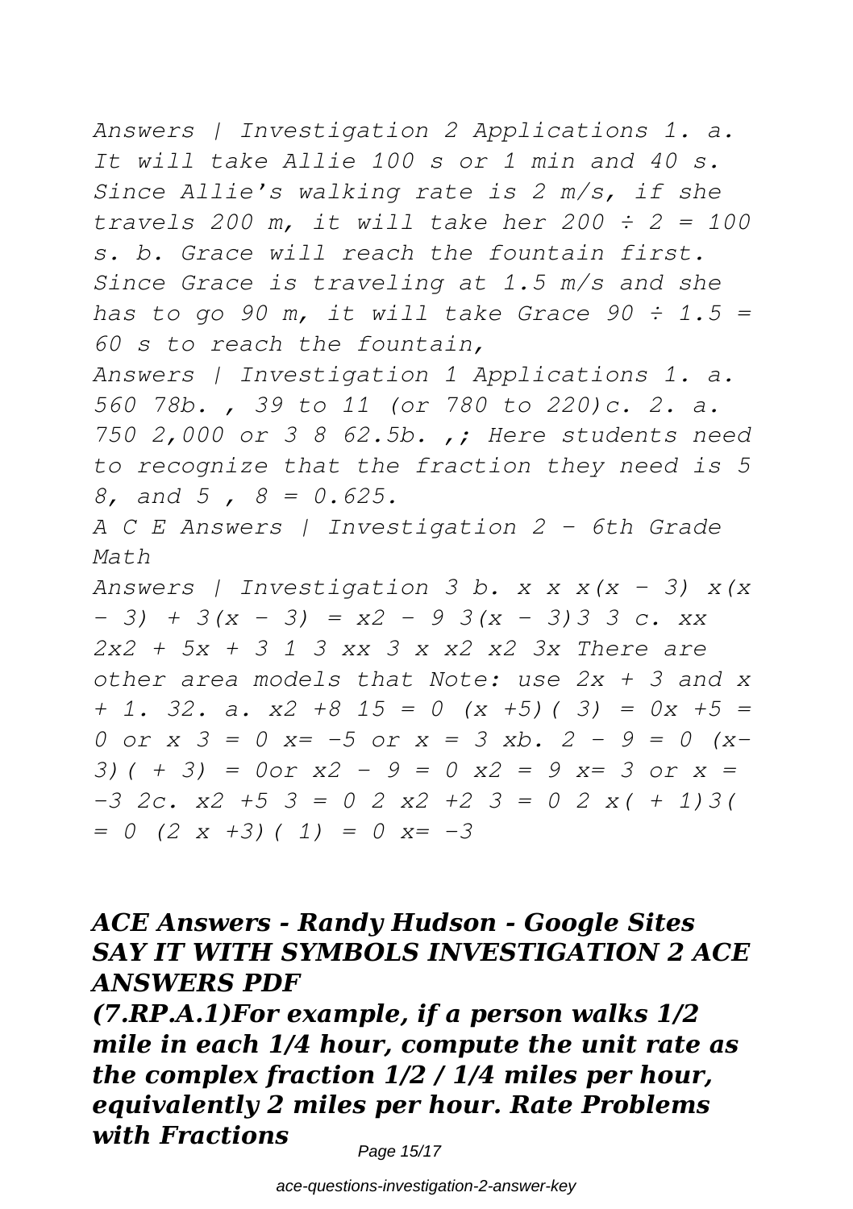*Answers | Investigation 2 Applications 1. a. It will take Allie 100 s or 1 min and 40 s. Since Allie's walking rate is 2 m/s, if she travels 200 m, it will take her 200 ÷ 2 = 100 s. b. Grace will reach the fountain first. Since Grace is traveling at 1.5 m/s and she has to go 90 m, it will take Grace 90 ÷ 1.5 = 60 s to reach the fountain,*

*Answers | Investigation 1 Applications 1. a. 560 78b. , 39 to 11 (or 780 to 220)c. 2. a. 750 2,000 or 3 8 62.5b. ,; Here students need to recognize that the fraction they need is 5 8, and 5 , 8 = 0.625.*

*A C E Answers | Investigation 2 - 6th Grade Math*

*Answers | Investigation 3 b. x x x(x - 3) x(x - 3) + 3(x - 3) = x2 - 9 3(x - 3)3 3 c. xx 2x2 + 5x + 3 1 3 xx 3 x x2 x2 3x There are other area models that Note: use 2x + 3 and x + 1. 32. a. x2 +8 15 = 0 (x +5)( 3) = 0x +5 = 0 or x 3 = 0 x= -5 or x = 3 xb. 2 - 9 = 0 (x-3)( + 3) = 0or x2 - 9 = 0 x2 = 9 x= 3 or x = -3 2c. x2 +5 3 = 0 2 x2 +2 3 = 0 2 x( + 1)3( = 0 (2 x +3)( 1) = 0 x= -3*

***ACE Answers - Randy Hudson - Google Sites***
***SAY IT WITH SYMBOLS INVESTIGATION 2 ACE ANSWERS PDF***

***(7.RP.A.1)For example, if a person walks 1/2 mile in each 1/4 hour, compute the unit rate as the complex fraction 1/2 / 1/4 miles per hour, equivalently 2 miles per hour. Rate Problems with Fractions***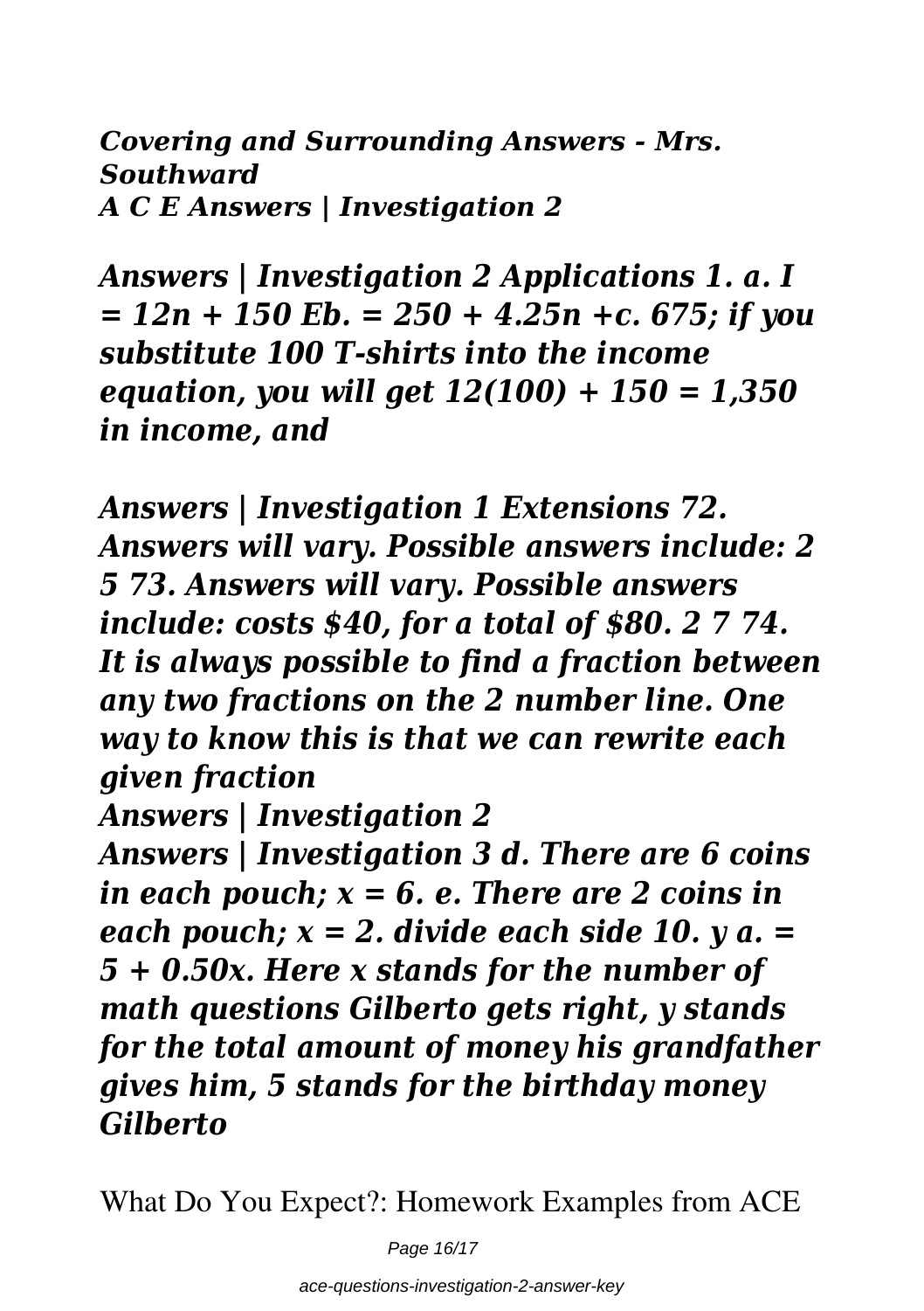***Covering and Surrounding Answers - Mrs. Southward***
***A C E Answers | Investigation 2***

***Answers | Investigation 2 Applications 1. a. I = 12n + 150 Eb. = 250 + 4.25n +c. 675; if you substitute 100 T-shirts into the income equation, you will get 12(100) + 150 = 1,350 in income, and***

***Answers | Investigation 1 Extensions 72. Answers will vary. Possible answers include: 2 5 73. Answers will vary. Possible answers include: costs $40, for a total of $80. 2 7 74. It is always possible to find a fraction between any two fractions on the 2 number line. One way to know this is that we can rewrite each given fraction***

***Answers | Investigation 2***

***Answers | Investigation 3 d. There are 6 coins in each pouch; x = 6. e. There are 2 coins in each pouch; x = 2. divide each side 10. y a. = 5 + 0.50x. Here x stands for the number of math questions Gilberto gets right, y stands for the total amount of money his grandfather gives him, 5 stands for the birthday money Gilberto***

What Do You Expect?: Homework Examples from ACE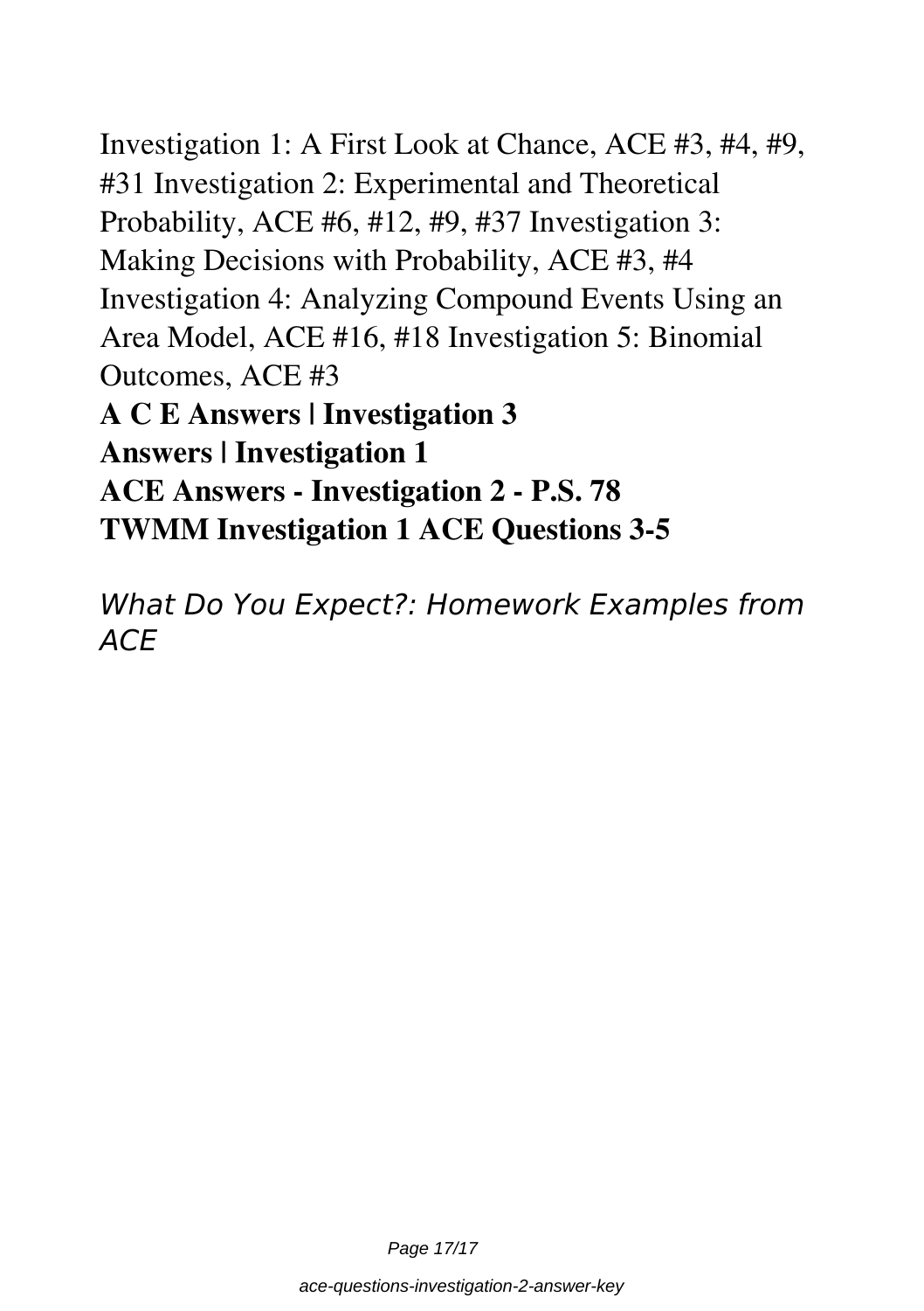Investigation 1: A First Look at Chance, ACE #3, #4, #9, #31 Investigation 2: Experimental and Theoretical Probability, ACE #6, #12, #9, #37 Investigation 3: Making Decisions with Probability, ACE #3, #4 Investigation 4: Analyzing Compound Events Using an Area Model, ACE #16, #18 Investigation 5: Binomial Outcomes, ACE #3

**A C E Answers | Investigation 3**

**Answers | Investigation 1**

**ACE Answers - Investigation 2 - P.S. 78**

**TWMM Investigation 1 ACE Questions 3-5**

*What Do You Expect?: Homework Examples from ACE*